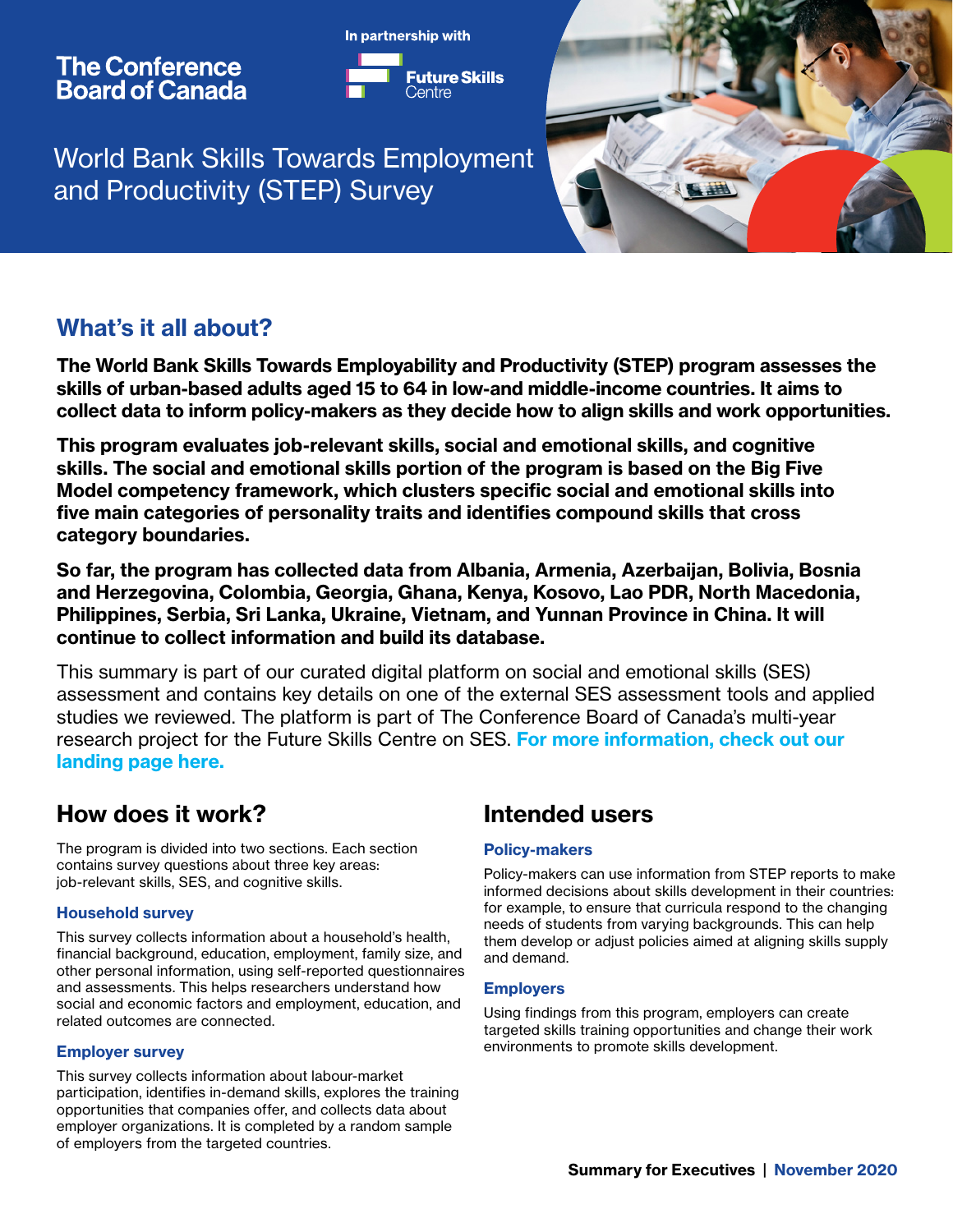The Conference Board of Canada

In partnership with Future Skills Centre

# World Bank Skills Towards Employment and Productivity (STEP) Survey

## What's it all about?

**The World Bank Skills Towards Employability and Productivity (STEP) program assesses the skills of urban-based adults aged 15 to 64 in low-and middle-income countries. It aims to collect data to inform policy-makers as they decide how to align skills and work opportunities.**

**This program evaluates job-relevant skills, social and emotional skills, and cognitive skills. The social and emotional skills portion of the program is based on the Big Five Model competency framework, which clusters specific social and emotional skills into five main categories of personality traits and identifies compound skills that cross category boundaries.**

**So far, the program has collected data from Albania, Armenia, Azerbaijan, Bolivia, Bosnia and Herzegovina, Colombia, Georgia, Ghana, Kenya, Kosovo, Lao PDR, North Macedonia, Philippines, Serbia, Sri Lanka, Ukraine, Vietnam, and Yunnan Province in China. It will continue to collect information and build its database.**

This summary is part of our curated digital platform on social and emotional skills (SES) assessment and contains key details on one of the external SES assessment tools and applied studies we reviewed. The platform is part of The Conference Board of Canada's multi-year research project for the Future Skills Centre on SES. **For more information, check out our landing page here.**

## How does it work?

The program is divided into two sections. Each section contains survey questions about three key areas: job-relevant skills, SES, and cognitive skills.

### Household survey

This survey collects information about a household's health, financial background, education, employment, family size, and other personal information, using self-reported questionnaires and assessments. This helps researchers understand how social and economic factors and employment, education, and related outcomes are connected.

### Employer survey

This survey collects information about labour-market participation, identifies in-demand skills, explores the training opportunities that companies offer, and collects data about employer organizations. It is completed by a random sample of employers from the targeted countries.

## Intended users

### Policy-makers

Policy-makers can use information from STEP reports to make informed decisions about skills development in their countries: for example, to ensure that curricula respond to the changing needs of students from varying backgrounds. This can help them develop or adjust policies aimed at aligning skills supply and demand.

### Employers

Using findings from this program, employers can create targeted skills training opportunities and change their work environments to promote skills development.

**Summary for Executives | November 2020**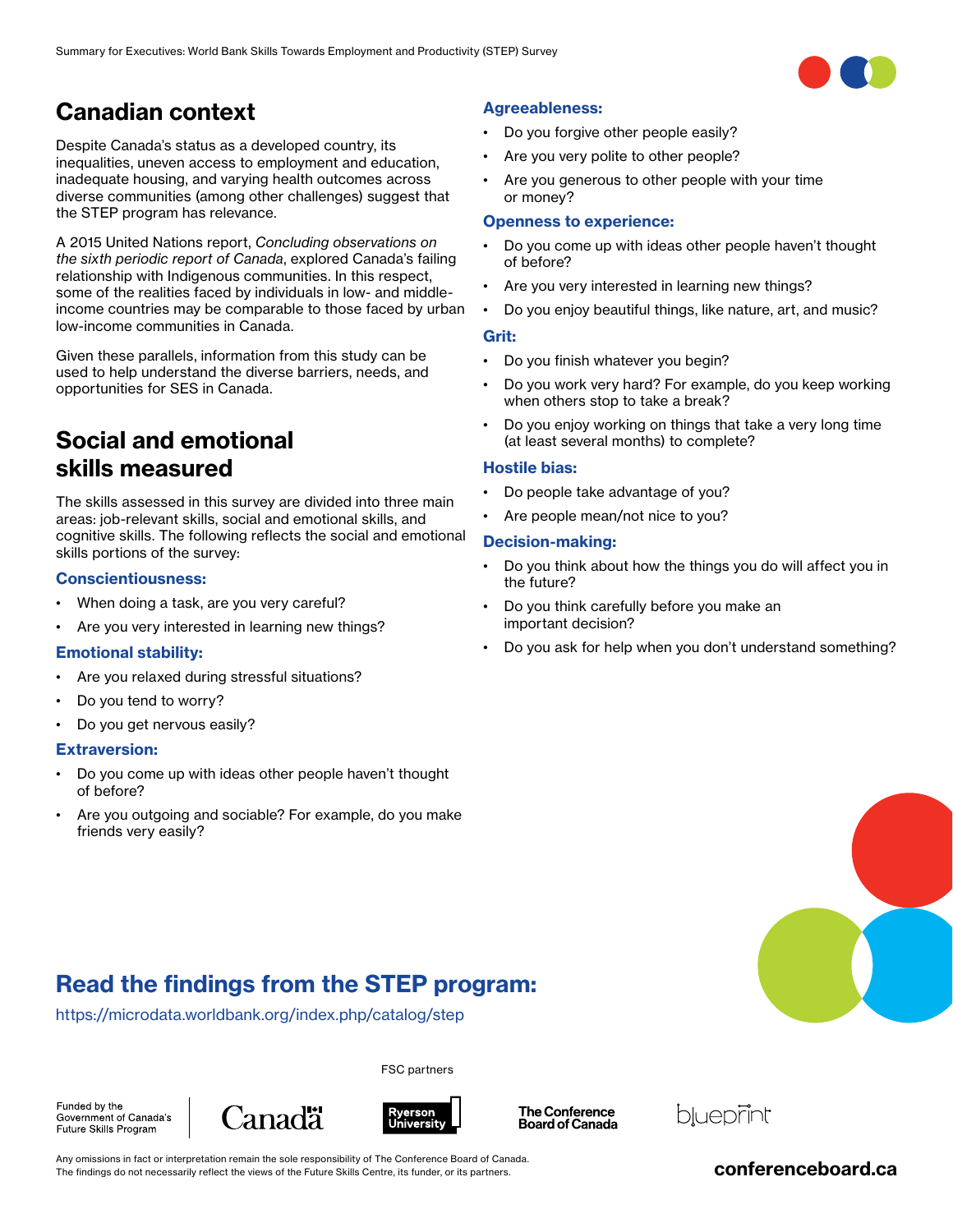## Canadian context

Despite Canada's status as a developed country, its inequalities, uneven access to employment and education, inadequate housing, and varying health outcomes across diverse communities (among other challenges) suggest that the STEP program has relevance.

A 2015 United Nations report, *Concluding observations on the sixth periodic report of Canada*, explored Canada's failing relationship with Indigenous communities. In this respect, some of the realities faced by individuals in low- and middle-income countries may be comparable to those faced by urban low-income communities in Canada.

Given these parallels, information from this study can be used to help understand the diverse barriers, needs, and opportunities for SES in Canada.

## Social and emotional skills measured

The skills assessed in this survey are divided into three main areas: job-relevant skills, social and emotional skills, and cognitive skills. The following reflects the social and emotional skills portions of the survey:

### Conscientiousness:

- When doing a task, are you very careful?
- Are you very interested in learning new things?

### Emotional stability:

- Are you relaxed during stressful situations?
- Do you tend to worry?
- Do you get nervous easily?

### Extraversion:

- Do you come up with ideas other people haven't thought of before?
- Are you outgoing and sociable? For example, do you make friends very easily?

### Agreeableness:

- Do you forgive other people easily?
- Are you very polite to other people?
- Are you generous to other people with your time or money?

### Openness to experience:

- Do you come up with ideas other people haven't thought of before?
- Are you very interested in learning new things?
- Do you enjoy beautiful things, like nature, art, and music?

### Grit:

- Do you finish whatever you begin?
- Do you work very hard? For example, do you keep working when others stop to take a break?
- Do you enjoy working on things that take a very long time (at least several months) to complete?

### Hostile bias:

- Do people take advantage of you?
- Are people mean/not nice to you?

### Decision-making:

- Do you think about how the things you do will affect you in the future?
- Do you think carefully before you make an important decision?
- Do you ask for help when you don't understand something?

## Read the findings from the STEP program:

https://microdata.worldbank.org/index.php/catalog/step

FSC partners

Funded by the Government of Canada's Future Skills Program

Canada

Ryerson University

The Conference Board of Canada

blueprint

Any omissions in fact or interpretation remain the sole responsibility of The Conference Board of Canada. The findings do not necessarily reflect the views of the Future Skills Centre, its funder, or its partners.

conferenceboard.ca